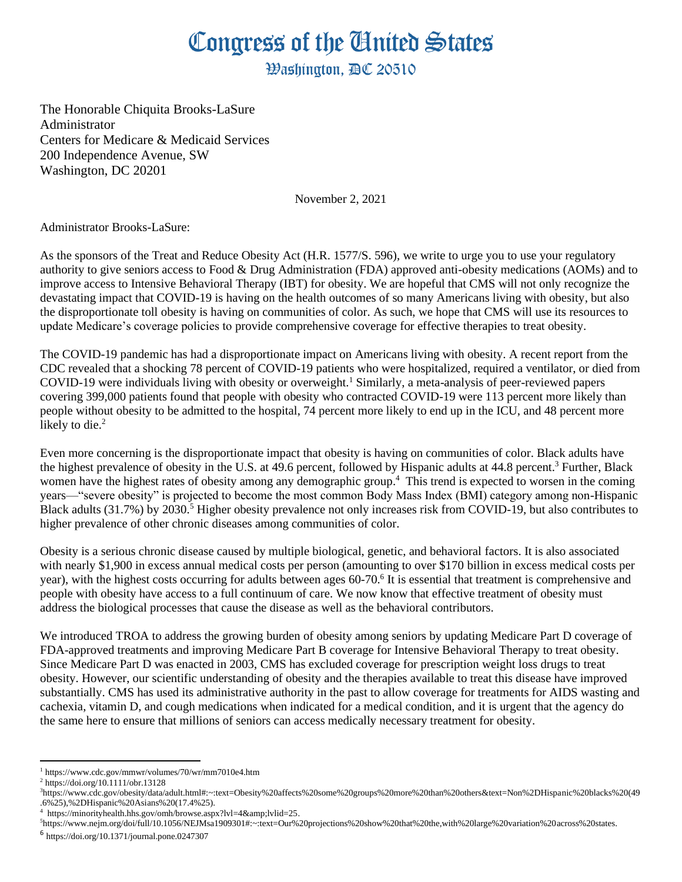# Congress of the United States

## Washington, DC 20510

The Honorable Chiquita Brooks-LaSure
Administrator
Centers for Medicare & Medicaid Services
200 Independence Avenue, SW
Washington, DC 20201

November 2, 2021

Administrator Brooks-LaSure:

As the sponsors of the Treat and Reduce Obesity Act (H.R. 1577/S. 596), we write to urge you to use your regulatory authority to give seniors access to Food & Drug Administration (FDA) approved anti-obesity medications (AOMs) and to improve access to Intensive Behavioral Therapy (IBT) for obesity. We are hopeful that CMS will not only recognize the devastating impact that COVID-19 is having on the health outcomes of so many Americans living with obesity, but also the disproportionate toll obesity is having on communities of color. As such, we hope that CMS will use its resources to update Medicare's coverage policies to provide comprehensive coverage for effective therapies to treat obesity.

The COVID-19 pandemic has had a disproportionate impact on Americans living with obesity. A recent report from the CDC revealed that a shocking 78 percent of COVID-19 patients who were hospitalized, required a ventilator, or died from COVID-19 were individuals living with obesity or overweight.[1] Similarly, a meta-analysis of peer-reviewed papers covering 399,000 patients found that people with obesity who contracted COVID-19 were 113 percent more likely than people without obesity to be admitted to the hospital, 74 percent more likely to end up in the ICU, and 48 percent more likely to die.[2]

Even more concerning is the disproportionate impact that obesity is having on communities of color. Black adults have the highest prevalence of obesity in the U.S. at 49.6 percent, followed by Hispanic adults at 44.8 percent.[3] Further, Black women have the highest rates of obesity among any demographic group.[4] This trend is expected to worsen in the coming years—"severe obesity" is projected to become the most common Body Mass Index (BMI) category among non-Hispanic Black adults (31.7%) by 2030.[5] Higher obesity prevalence not only increases risk from COVID-19, but also contributes to higher prevalence of other chronic diseases among communities of color.

Obesity is a serious chronic disease caused by multiple biological, genetic, and behavioral factors. It is also associated with nearly $1,900 in excess annual medical costs per person (amounting to over $170 billion in excess medical costs per year), with the highest costs occurring for adults between ages 60-70.[6] It is essential that treatment is comprehensive and people with obesity have access to a full continuum of care. We now know that effective treatment of obesity must address the biological processes that cause the disease as well as the behavioral contributors.

We introduced TROA to address the growing burden of obesity among seniors by updating Medicare Part D coverage of FDA-approved treatments and improving Medicare Part B coverage for Intensive Behavioral Therapy to treat obesity. Since Medicare Part D was enacted in 2003, CMS has excluded coverage for prescription weight loss drugs to treat obesity. However, our scientific understanding of obesity and the therapies available to treat this disease have improved substantially. CMS has used its administrative authority in the past to allow coverage for treatments for AIDS wasting and cachexia, vitamin D, and cough medications when indicated for a medical condition, and it is urgent that the agency do the same here to ensure that millions of seniors can access medically necessary treatment for obesity.

---

[1] https://www.cdc.gov/mmwr/volumes/70/wr/mm7010e4.htm

[2] https://doi.org/10.1111/obr.13128

[3] https://www.cdc.gov/obesity/data/adult.html#:~:text=Obesity%20affects%20some%20groups%20more%20than%20others&text=Non%2DHispanic%20blacks%20(49.6%25),%2DHispanic%20Asians%20(17.4%25).

[4] https://minorityhealth.hhs.gov/omh/browse.aspx?lvl=4&amp;lvlid=25.

[5] https://www.nejm.org/doi/full/10.1056/NEJMsa1909301#:~:text=Our%20projections%20show%20that%20the,with%20large%20variation%20across%20states.

[6] https://doi.org/10.1371/journal.pone.0247307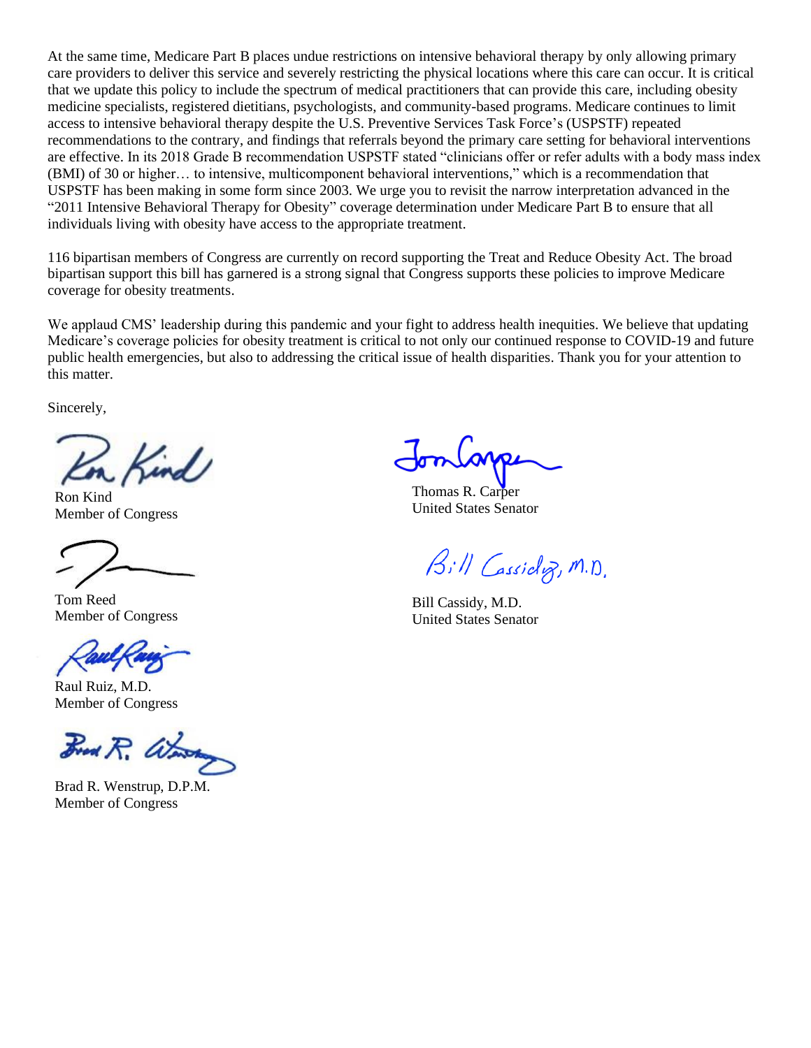At the same time, Medicare Part B places undue restrictions on intensive behavioral therapy by only allowing primary care providers to deliver this service and severely restricting the physical locations where this care can occur. It is critical that we update this policy to include the spectrum of medical practitioners that can provide this care, including obesity medicine specialists, registered dietitians, psychologists, and community-based programs. Medicare continues to limit access to intensive behavioral therapy despite the U.S. Preventive Services Task Force's (USPSTF) repeated recommendations to the contrary, and findings that referrals beyond the primary care setting for behavioral interventions are effective. In its 2018 Grade B recommendation USPSTF stated "clinicians offer or refer adults with a body mass index (BMI) of 30 or higher… to intensive, multicomponent behavioral interventions," which is a recommendation that USPSTF has been making in some form since 2003. We urge you to revisit the narrow interpretation advanced in the "2011 Intensive Behavioral Therapy for Obesity" coverage determination under Medicare Part B to ensure that all individuals living with obesity have access to the appropriate treatment.

116 bipartisan members of Congress are currently on record supporting the Treat and Reduce Obesity Act. The broad bipartisan support this bill has garnered is a strong signal that Congress supports these policies to improve Medicare coverage for obesity treatments.

We applaud CMS' leadership during this pandemic and your fight to address health inequities. We believe that updating Medicare's coverage policies for obesity treatment is critical to not only our continued response to COVID-19 and future public health emergencies, but also to addressing the critical issue of health disparities. Thank you for your attention to this matter.

Sincerely,

Ron Kind
Member of Congress

Tom Reed
Member of Congress

Raul Ruiz, M.D.
Member of Congress

Brad R. Wenstrup, D.P.M.
Member of Congress

Thomas R. Carper
United States Senator

Bill Cassidy, M.D.
United States Senator